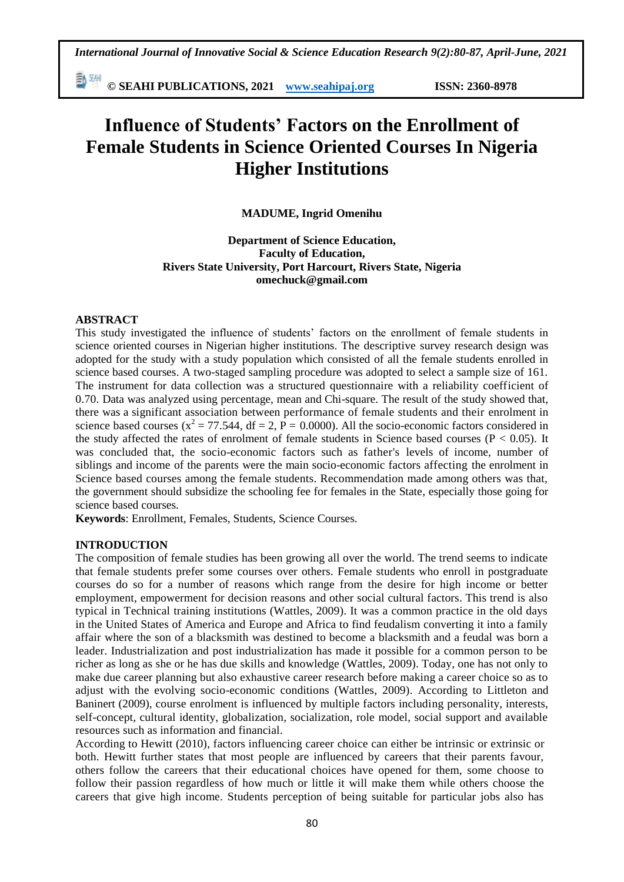# Influence of Students' Factors on the Enrollment of Female Students in Science Oriented Courses In Nigeria Higher Institutions

**MADUME, Ingrid Omenihu**

**Department of Science Education,**
**Faculty of Education,**
**Rivers State University, Port Harcourt, Rivers State, Nigeria**
**omechuck@gmail.com**

## ABSTRACT

This study investigated the influence of students' factors on the enrollment of female students in science oriented courses in Nigerian higher institutions. The descriptive survey research design was adopted for the study with a study population which consisted of all the female students enrolled in science based courses. A two-staged sampling procedure was adopted to select a sample size of 161. The instrument for data collection was a structured questionnaire with a reliability coefficient of 0.70. Data was analyzed using percentage, mean and Chi-square. The result of the study showed that, there was a significant association between performance of female students and their enrolment in science based courses ($x^2 = 77.544$, df = 2, P = 0.0000). All the socio-economic factors considered in the study affected the rates of enrolment of female students in Science based courses ($P < 0.05$). It was concluded that, the socio-economic factors such as father's levels of income, number of siblings and income of the parents were the main socio-economic factors affecting the enrolment in Science based courses among the female students. Recommendation made among others was that, the government should subsidize the schooling fee for females in the State, especially those going for science based courses.

**Keywords**: Enrollment, Females, Students, Science Courses.

## INTRODUCTION

The composition of female studies has been growing all over the world. The trend seems to indicate that female students prefer some courses over others. Female students who enroll in postgraduate courses do so for a number of reasons which range from the desire for high income or better employment, empowerment for decision reasons and other social cultural factors. This trend is also typical in Technical training institutions (Wattles, 2009). It was a common practice in the old days in the United States of America and Europe and Africa to find feudalism converting it into a family affair where the son of a blacksmith was destined to become a blacksmith and a feudal was born a leader. Industrialization and post industrialization has made it possible for a common person to be richer as long as she or he has due skills and knowledge (Wattles, 2009). Today, one has not only to make due career planning but also exhaustive career research before making a career choice so as to adjust with the evolving socio-economic conditions (Wattles, 2009). According to Littleton and Baninert (2009), course enrolment is influenced by multiple factors including personality, interests, self-concept, cultural identity, globalization, socialization, role model, social support and available resources such as information and financial.

According to Hewitt (2010), factors influencing career choice can either be intrinsic or extrinsic or both. Hewitt further states that most people are influenced by careers that their parents favour, others follow the careers that their educational choices have opened for them, some choose to follow their passion regardless of how much or little it will make them while others choose the careers that give high income. Students perception of being suitable for particular jobs also has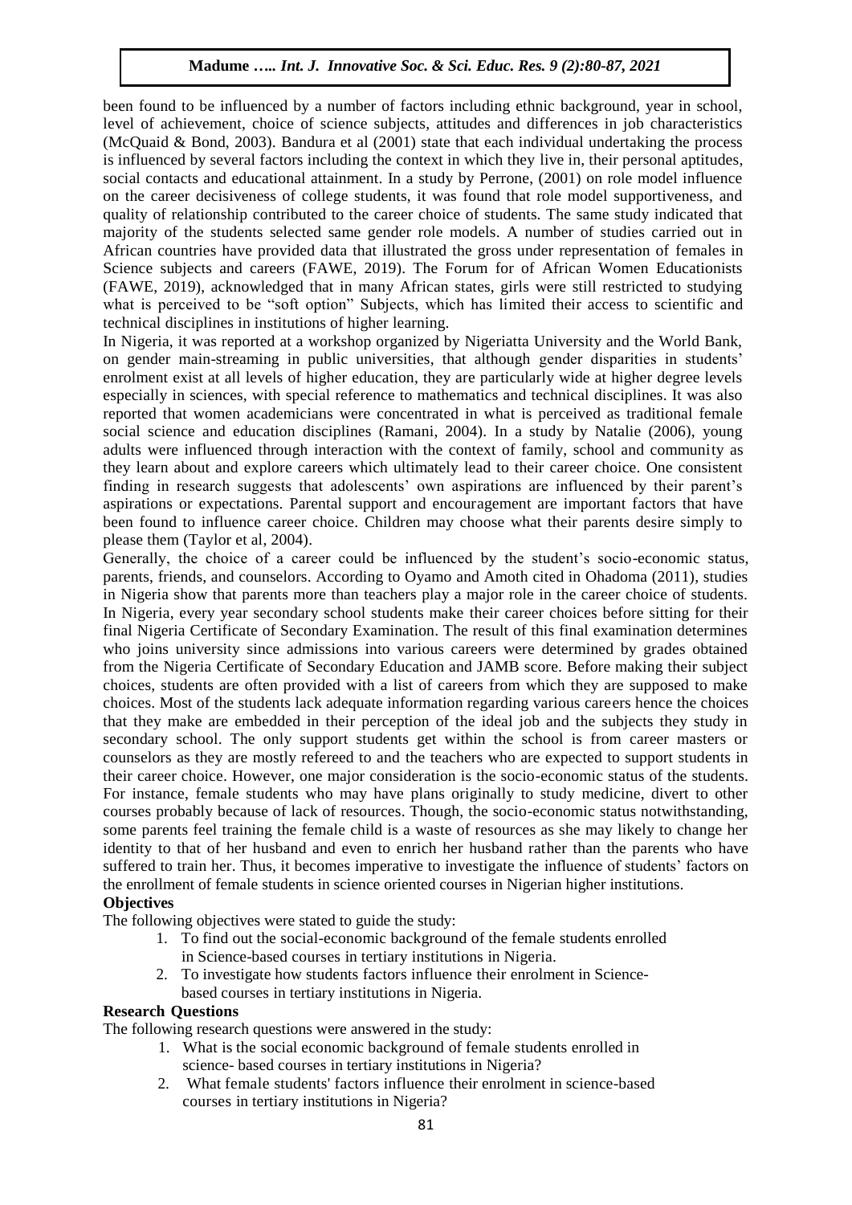been found to be influenced by a number of factors including ethnic background, year in school, level of achievement, choice of science subjects, attitudes and differences in job characteristics (McQuaid & Bond, 2003). Bandura et al (2001) state that each individual undertaking the process is influenced by several factors including the context in which they live in, their personal aptitudes, social contacts and educational attainment. In a study by Perrone, (2001) on role model influence on the career decisiveness of college students, it was found that role model supportiveness, and quality of relationship contributed to the career choice of students. The same study indicated that majority of the students selected same gender role models. A number of studies carried out in African countries have provided data that illustrated the gross under representation of females in Science subjects and careers (FAWE, 2019). The Forum for of African Women Educationists (FAWE, 2019), acknowledged that in many African states, girls were still restricted to studying what is perceived to be "soft option" Subjects, which has limited their access to scientific and technical disciplines in institutions of higher learning.

In Nigeria, it was reported at a workshop organized by Nigeriatta University and the World Bank, on gender main-streaming in public universities, that although gender disparities in students' enrolment exist at all levels of higher education, they are particularly wide at higher degree levels especially in sciences, with special reference to mathematics and technical disciplines. It was also reported that women academicians were concentrated in what is perceived as traditional female social science and education disciplines (Ramani, 2004). In a study by Natalie (2006), young adults were influenced through interaction with the context of family, school and community as they learn about and explore careers which ultimately lead to their career choice. One consistent finding in research suggests that adolescents' own aspirations are influenced by their parent's aspirations or expectations. Parental support and encouragement are important factors that have been found to influence career choice. Children may choose what their parents desire simply to please them (Taylor et al, 2004).

Generally, the choice of a career could be influenced by the student's socio-economic status, parents, friends, and counselors. According to Oyamo and Amoth cited in Ohadoma (2011), studies in Nigeria show that parents more than teachers play a major role in the career choice of students. In Nigeria, every year secondary school students make their career choices before sitting for their final Nigeria Certificate of Secondary Examination. The result of this final examination determines who joins university since admissions into various careers were determined by grades obtained from the Nigeria Certificate of Secondary Education and JAMB score. Before making their subject choices, students are often provided with a list of careers from which they are supposed to make choices. Most of the students lack adequate information regarding various careers hence the choices that they make are embedded in their perception of the ideal job and the subjects they study in secondary school. The only support students get within the school is from career masters or counselors as they are mostly refereed to and the teachers who are expected to support students in their career choice. However, one major consideration is the socio-economic status of the students. For instance, female students who may have plans originally to study medicine, divert to other courses probably because of lack of resources. Though, the socio-economic status notwithstanding, some parents feel training the female child is a waste of resources as she may likely to change her identity to that of her husband and even to enrich her husband rather than the parents who have suffered to train her. Thus, it becomes imperative to investigate the influence of students' factors on the enrollment of female students in science oriented courses in Nigerian higher institutions.

**Objectives**

The following objectives were stated to guide the study:

1. To find out the social-economic background of the female students enrolled in Science-based courses in tertiary institutions in Nigeria.
2. To investigate how students factors influence their enrolment in Science-based courses in tertiary institutions in Nigeria.

**Research Questions**

The following research questions were answered in the study:

1. What is the social economic background of female students enrolled in science- based courses in tertiary institutions in Nigeria?
2. What female students' factors influence their enrolment in science-based courses in tertiary institutions in Nigeria?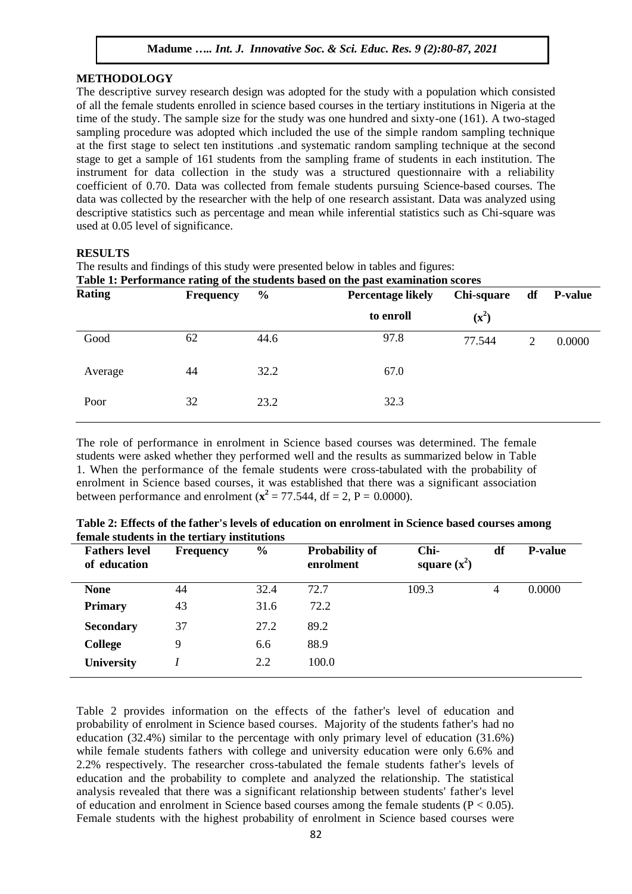## METHODOLOGY

The descriptive survey research design was adopted for the study with a population which consisted of all the female students enrolled in science based courses in the tertiary institutions in Nigeria at the time of the study. The sample size for the study was one hundred and sixty-one (161). A two-staged sampling procedure was adopted which included the use of the simple random sampling technique at the first stage to select ten institutions .and systematic random sampling technique at the second stage to get a sample of 161 students from the sampling frame of students in each institution. The instrument for data collection in the study was a structured questionnaire with a reliability coefficient of 0.70. Data was collected from female students pursuing Science-based courses. The data was collected by the researcher with the help of one research assistant. Data was analyzed using descriptive statistics such as percentage and mean while inferential statistics such as Chi-square was used at 0.05 level of significance.

## RESULTS

The results and findings of this study were presented below in tables and figures:

**Table 1: Performance rating of the students based on the past examination scores**

| Rating | Frequency | % | Percentage likely to enroll | Chi-square ($x^2$) | df | P-value |
|---|---|---|---|---|---|---|
| Good | 62 | 44.6 | 97.8 | 77.544 | 2 | 0.0000 |
| Average | 44 | 32.2 | 67.0 | | | |
| Poor | 32 | 23.2 | 32.3 | | | |

The role of performance in enrolment in Science based courses was determined. The female students were asked whether they performed well and the results as summarized below in Table 1. When the performance of the female students were cross-tabulated with the probability of enrolment in Science based courses, it was established that there was a significant association between performance and enrolment ($x^2$ = 77.544, df = 2, P = 0.0000).

**Table 2: Effects of the father's levels of education on enrolment in Science based courses among female students in the tertiary institutions**

| Fathers level of education | Frequency | % | Probability of enrolment | Chi-square ($x^2$) | df | P-value |
|---|---|---|---|---|---|---|
| **None** | 44 | 32.4 | 72.7 | 109.3 | 4 | 0.0000 |
| **Primary** | 43 | 31.6 | 72.2 | | | |
| **Secondary** | 37 | 27.2 | 89.2 | | | |
| **College** | 9 | 6.6 | 88.9 | | | |
| **University** | *I* | 2.2 | 100.0 | | | |

Table 2 provides information on the effects of the father's level of education and probability of enrolment in Science based courses. Majority of the students father's had no education (32.4%) similar to the percentage with only primary level of education (31.6%) while female students fathers with college and university education were only 6.6% and 2.2% respectively. The researcher cross-tabulated the female students father's levels of education and the probability to complete and analyzed the relationship. The statistical analysis revealed that there was a significant relationship between students' father's level of education and enrolment in Science based courses among the female students ($P < 0.05$). Female students with the highest probability of enrolment in Science based courses were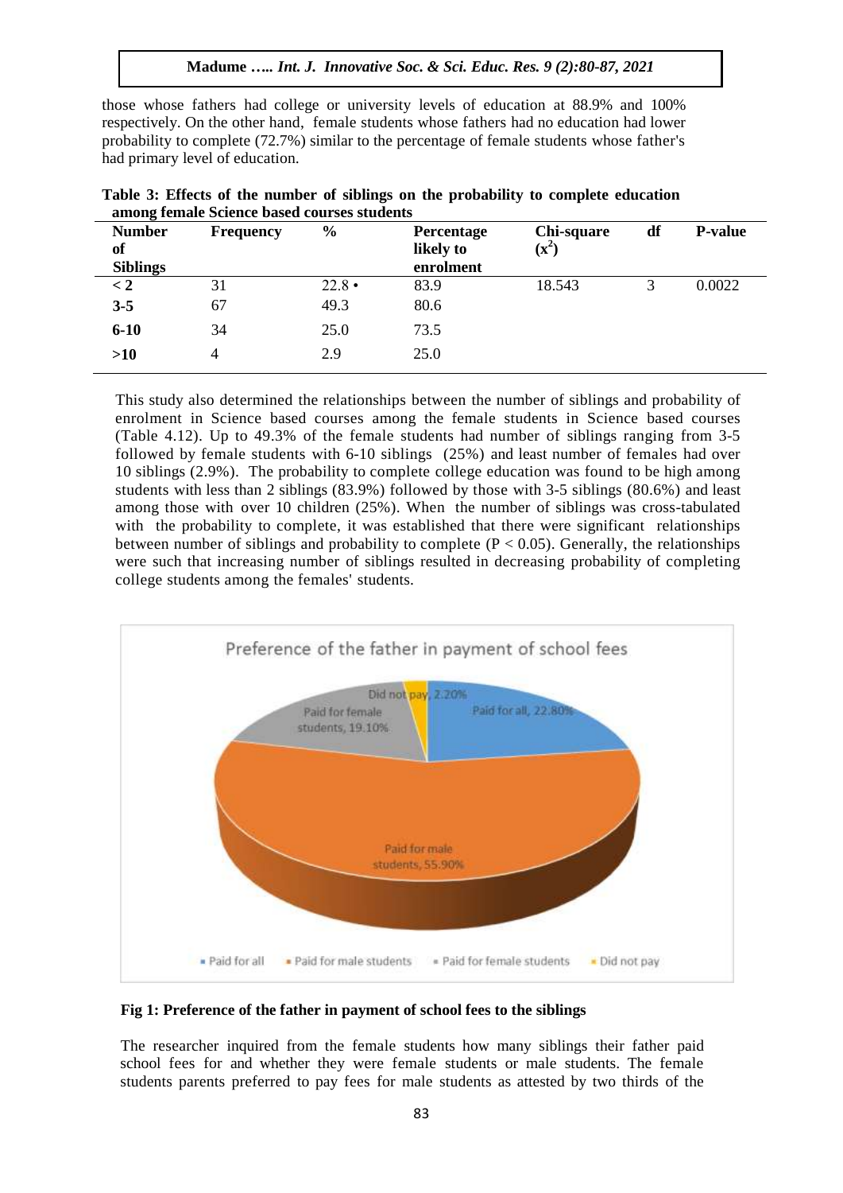those whose fathers had college or university levels of education at 88.9% and 100% respectively. On the other hand, female students whose fathers had no education had lower probability to complete (72.7%) similar to the percentage of female students whose father's had primary level of education.

**Table 3: Effects of the number of siblings on the probability to complete education among female Science based courses students**

| Number of Siblings | Frequency | % | Percentage likely to enrolment | Chi-square ($x^2$) | df | P-value |
|---|---|---|---|---|---|---|
| < 2 | 31 | 22.8 • | 83.9 | 18.543 | 3 | 0.0022 |
| 3-5 | 67 | 49.3 | 80.6 | | | |
| 6-10 | 34 | 25.0 | 73.5 | | | |
| >10 | 4 | 2.9 | 25.0 | | | |

This study also determined the relationships between the number of siblings and probability of enrolment in Science based courses among the female students in Science based courses (Table 4.12). Up to 49.3% of the female students had number of siblings ranging from 3-5 followed by female students with 6-10 siblings (25%) and least number of females had over 10 siblings (2.9%). The probability to complete college education was found to be high among students with less than 2 siblings (83.9%) followed by those with 3-5 siblings (80.6%) and least among those with over 10 children (25%). When the number of siblings was cross-tabulated with the probability to complete, it was established that there were significant relationships between number of siblings and probability to complete ($P < 0.05$). Generally, the relationships were such that increasing number of siblings resulted in decreasing probability of completing college students among the females' students.

**Fig 1: Preference of the father in payment of school fees to the siblings**

The researcher inquired from the female students how many siblings their father paid school fees for and whether they were female students or male students. The female students parents preferred to pay fees for male students as attested by two thirds of the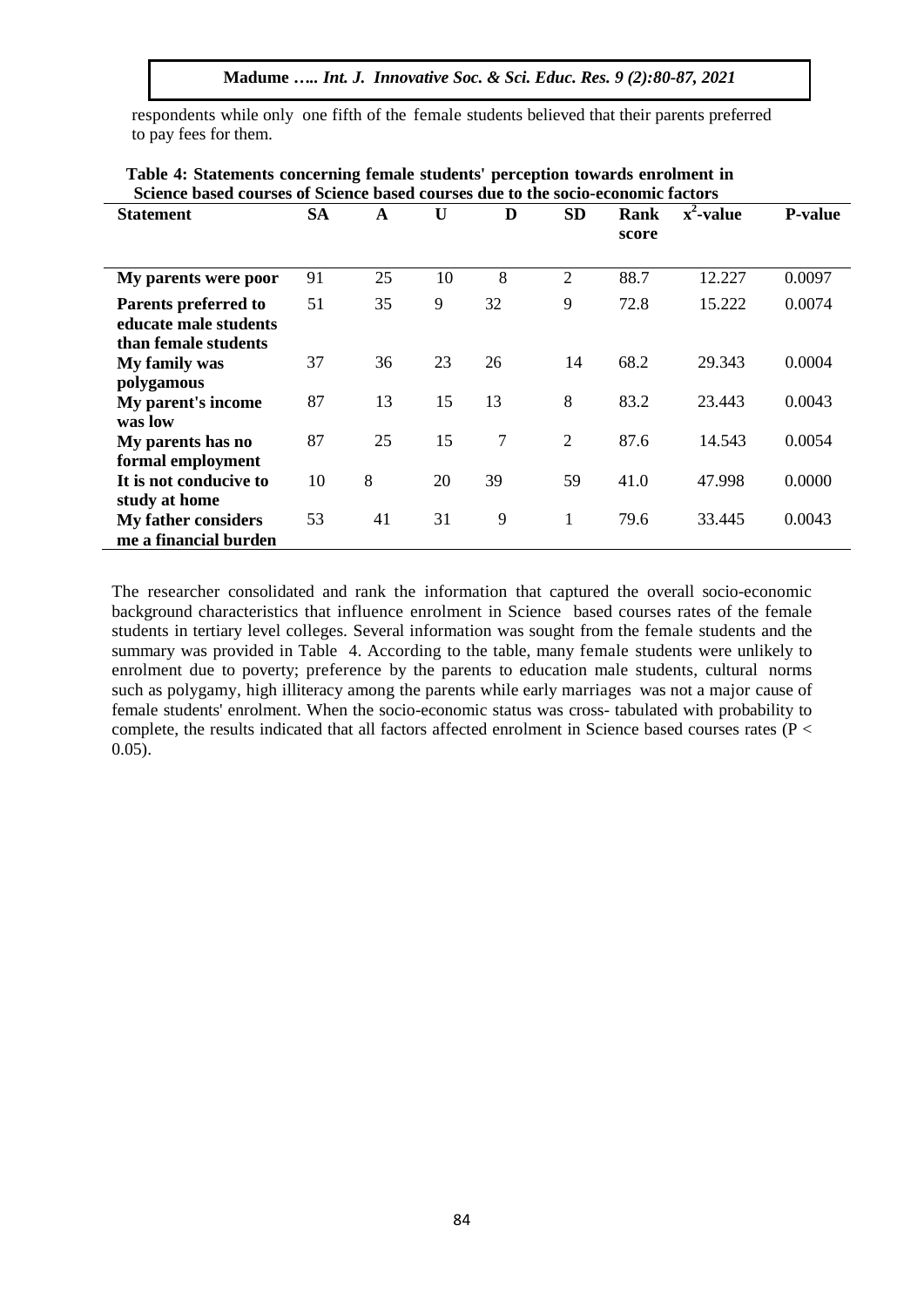respondents while only one fifth of the female students believed that their parents preferred to pay fees for them.

**Table 4: Statements concerning female students' perception towards enrolment in Science based courses of Science based courses due to the socio-economic factors**

| Statement | SA | A | U | D | SD | Rank score | $x^2$-value | P-value |
|---|---|---|---|---|---|---|---|---|
| **My parents were poor** | 91 | 25 | 10 | 8 | 2 | 88.7 | 12.227 | 0.0097 |
| **Parents preferred to educate male students than female students** | 51 | 35 | 9 | 32 | 9 | 72.8 | 15.222 | 0.0074 |
| **My family was polygamous** | 37 | 36 | 23 | 26 | 14 | 68.2 | 29.343 | 0.0004 |
| **My parent's income was low** | 87 | 13 | 15 | 13 | 8 | 83.2 | 23.443 | 0.0043 |
| **My parents has no formal employment** | 87 | 25 | 15 | 7 | 2 | 87.6 | 14.543 | 0.0054 |
| **It is not conducive to study at home** | 10 | 8 | 20 | 39 | 59 | 41.0 | 47.998 | 0.0000 |
| **My father considers me a financial burden** | 53 | 41 | 31 | 9 | 1 | 79.6 | 33.445 | 0.0043 |

The researcher consolidated and rank the information that captured the overall socio-economic background characteristics that influence enrolment in Science based courses rates of the female students in tertiary level colleges. Several information was sought from the female students and the summary was provided in Table 4. According to the table, many female students were unlikely to enrolment due to poverty; preference by the parents to education male students, cultural norms such as polygamy, high illiteracy among the parents while early marriages was not a major cause of female students' enrolment. When the socio-economic status was cross- tabulated with probability to complete, the results indicated that all factors affected enrolment in Science based courses rates ($P < 0.05$).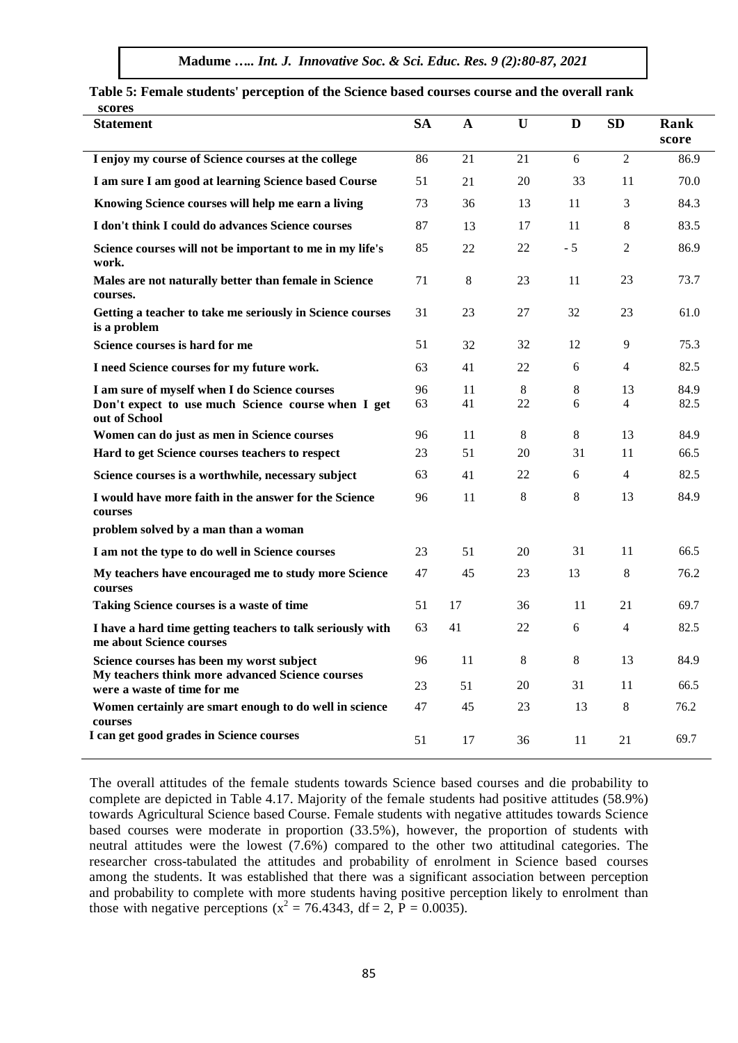**Table 5: Female students' perception of the Science based courses course and the overall rank scores**

| Statement | SA | A | U | D | SD | Rank score |
|---|---|---|---|---|---|---|
| I enjoy my course of Science courses at the college | 86 | 21 | 21 | 6 | 2 | 86.9 |
| I am sure I am good at learning Science based Course | 51 | 21 | 20 | 33 | 11 | 70.0 |
| Knowing Science courses will help me earn a living | 73 | 36 | 13 | 11 | 3 | 84.3 |
| I don't think I could do advances Science courses | 87 | 13 | 17 | 11 | 8 | 83.5 |
| Science courses will not be important to me in my life's work. | 85 | 22 | 22 | - 5 | 2 | 86.9 |
| Males are not naturally better than female in Science courses. | 71 | 8 | 23 | 11 | 23 | 73.7 |
| Getting a teacher to take me seriously in Science courses is a problem | 31 | 23 | 27 | 32 | 23 | 61.0 |
| Science courses is hard for me | 51 | 32 | 32 | 12 | 9 | 75.3 |
| I need Science courses for my future work. | 63 | 41 | 22 | 6 | 4 | 82.5 |
| I am sure of myself when I do Science courses | 96 | 11 | 8 | 8 | 13 | 84.9 |
| Don't expect to use much Science course when I get out of School | 63 | 41 | 22 | 6 | 4 | 82.5 |
| Women can do just as men in Science courses | 96 | 11 | 8 | 8 | 13 | 84.9 |
| Hard to get Science courses teachers to respect | 23 | 51 | 20 | 31 | 11 | 66.5 |
| Science courses is a worthwhile, necessary subject | 63 | 41 | 22 | 6 | 4 | 82.5 |
| I would have more faith in the answer for the Science courses problem solved by a man than a woman | 96 | 11 | 8 | 8 | 13 | 84.9 |
| I am not the type to do well in Science courses | 23 | 51 | 20 | 31 | 11 | 66.5 |
| My teachers have encouraged me to study more Science courses | 47 | 45 | 23 | 13 | 8 | 76.2 |
| Taking Science courses is a waste of time | 51 | 17 | 36 | 11 | 21 | 69.7 |
| I have a hard time getting teachers to talk seriously with me about Science courses | 63 | 41 | 22 | 6 | 4 | 82.5 |
| Science courses has been my worst subject | 96 | 11 | 8 | 8 | 13 | 84.9 |
| My teachers think more advanced Science courses were a waste of time for me | 23 | 51 | 20 | 31 | 11 | 66.5 |
| Women certainly are smart enough to do well in science courses | 47 | 45 | 23 | 13 | 8 | 76.2 |
| I can get good grades in Science courses | 51 | 17 | 36 | 11 | 21 | 69.7 |

The overall attitudes of the female students towards Science based courses and die probability to complete are depicted in Table 4.17. Majority of the female students had positive attitudes (58.9%) towards Agricultural Science based Course. Female students with negative attitudes towards Science based courses were moderate in proportion (33.5%), however, the proportion of students with neutral attitudes were the lowest (7.6%) compared to the other two attitudinal categories. The researcher cross-tabulated the attitudes and probability of enrolment in Science based courses among the students. It was established that there was a significant association between perception and probability to complete with more students having positive perception likely to enrolment than those with negative perceptions ($x^2 = 76.4343$, $df = 2$, $P = 0.0035$).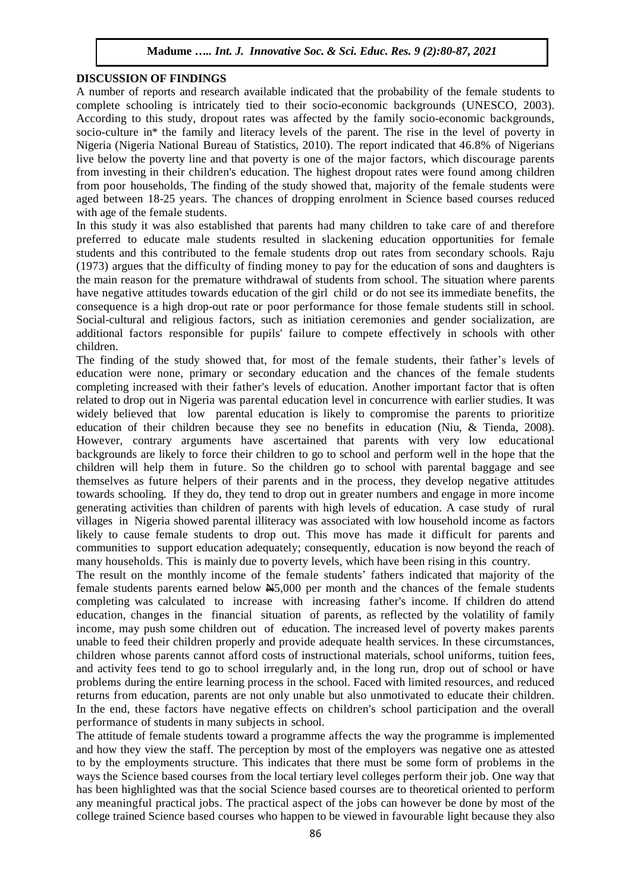**DISCUSSION OF FINDINGS**

A number of reports and research available indicated that the probability of the female students to complete schooling is intricately tied to their socio-economic backgrounds (UNESCO, 2003). According to this study, dropout rates was affected by the family socio-economic backgrounds, socio-culture in* the family and literacy levels of the parent. The rise in the level of poverty in Nigeria (Nigeria National Bureau of Statistics, 2010). The report indicated that 46.8% of Nigerians live below the poverty line and that poverty is one of the major factors, which discourage parents from investing in their children's education. The highest dropout rates were found among children from poor households, The finding of the study showed that, majority of the female students were aged between 18-25 years. The chances of dropping enrolment in Science based courses reduced with age of the female students.

In this study it was also established that parents had many children to take care of and therefore preferred to educate male students resulted in slackening education opportunities for female students and this contributed to the female students drop out rates from secondary schools. Raju (1973) argues that the difficulty of finding money to pay for the education of sons and daughters is the main reason for the premature withdrawal of students from school. The situation where parents have negative attitudes towards education of the girl child or do not see its immediate benefits, the consequence is a high drop-out rate or poor performance for those female students still in school. Social-cultural and religious factors, such as initiation ceremonies and gender socialization, are additional factors responsible for pupils' failure to compete effectively in schools with other children.

The finding of the study showed that, for most of the female students, their father's levels of education were none, primary or secondary education and the chances of the female students completing increased with their father's levels of education. Another important factor that is often related to drop out in Nigeria was parental education level in concurrence with earlier studies. It was widely believed that low parental education is likely to compromise the parents to prioritize education of their children because they see no benefits in education (Niu, & Tienda, 2008). However, contrary arguments have ascertained that parents with very low educational backgrounds are likely to force their children to go to school and perform well in the hope that the children will help them in future. So the children go to school with parental baggage and see themselves as future helpers of their parents and in the process, they develop negative attitudes towards schooling. If they do, they tend to drop out in greater numbers and engage in more income generating activities than children of parents with high levels of education. A case study of rural villages in Nigeria showed parental illiteracy was associated with low household income as factors likely to cause female students to drop out. This move has made it difficult for parents and communities to support education adequately; consequently, education is now beyond the reach of many households. This is mainly due to poverty levels, which have been rising in this country.

The result on the monthly income of the female students' fathers indicated that majority of the female students parents earned below ₦5,000 per month and the chances of the female students completing was calculated to increase with increasing father's income. If children do attend education, changes in the financial situation of parents, as reflected by the volatility of family income, may push some children out of education. The increased level of poverty makes parents unable to feed their children properly and provide adequate health services. In these circumstances, children whose parents cannot afford costs of instructional materials, school uniforms, tuition fees, and activity fees tend to go to school irregularly and, in the long run, drop out of school or have problems during the entire learning process in the school. Faced with limited resources, and reduced returns from education, parents are not only unable but also unmotivated to educate their children. In the end, these factors have negative effects on children's school participation and the overall performance of students in many subjects in school.

The attitude of female students toward a programme affects the way the programme is implemented and how they view the staff. The perception by most of the employers was negative one as attested to by the employments structure. This indicates that there must be some form of problems in the ways the Science based courses from the local tertiary level colleges perform their job. One way that has been highlighted was that the social Science based courses are to theoretical oriented to perform any meaningful practical jobs. The practical aspect of the jobs can however be done by most of the college trained Science based courses who happen to be viewed in favourable light because they also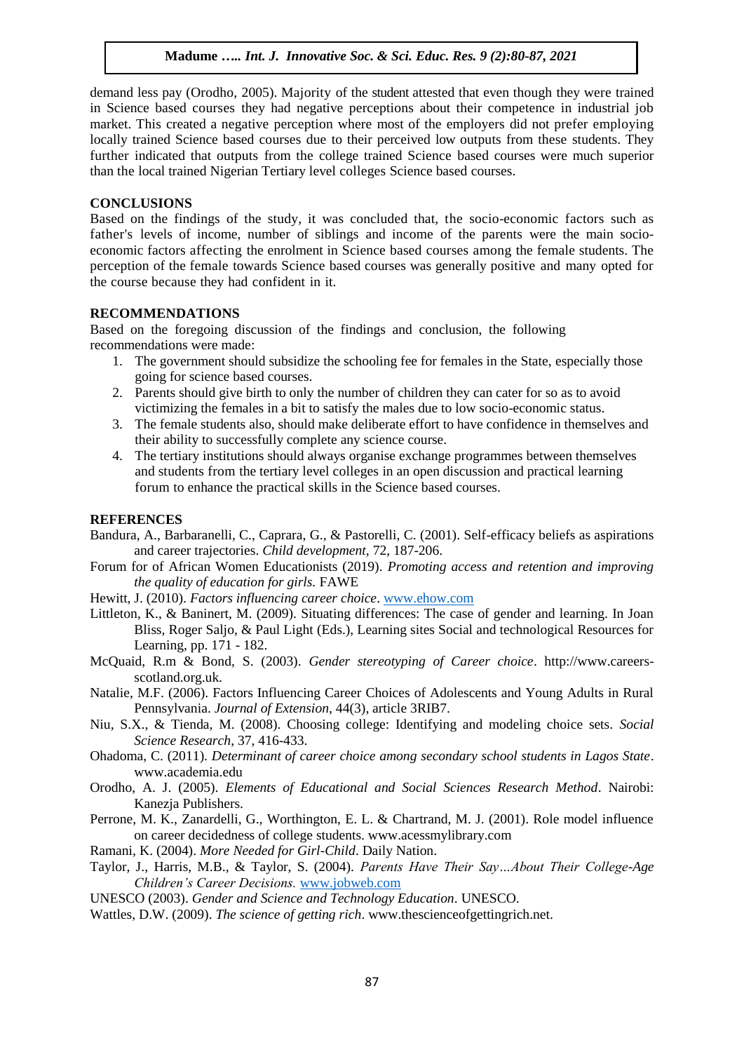demand less pay (Orodho, 2005). Majority of the student attested that even though they were trained in Science based courses they had negative perceptions about their competence in industrial job market. This created a negative perception where most of the employers did not prefer employing locally trained Science based courses due to their perceived low outputs from these students. They further indicated that outputs from the college trained Science based courses were much superior than the local trained Nigerian Tertiary level colleges Science based courses.

## CONCLUSIONS

Based on the findings of the study, it was concluded that, the socio-economic factors such as father's levels of income, number of siblings and income of the parents were the main socio-economic factors affecting the enrolment in Science based courses among the female students. The perception of the female towards Science based courses was generally positive and many opted for the course because they had confident in it.

## RECOMMENDATIONS

Based on the foregoing discussion of the findings and conclusion, the following recommendations were made:

1. The government should subsidize the schooling fee for females in the State, especially those going for science based courses.
2. Parents should give birth to only the number of children they can cater for so as to avoid victimizing the females in a bit to satisfy the males due to low socio-economic status.
3. The female students also, should make deliberate effort to have confidence in themselves and their ability to successfully complete any science course.
4. The tertiary institutions should always organise exchange programmes between themselves and students from the tertiary level colleges in an open discussion and practical learning forum to enhance the practical skills in the Science based courses.

## REFERENCES

Bandura, A., Barbaranelli, C., Caprara, G., & Pastorelli, C. (2001). Self-efficacy beliefs as aspirations and career trajectories. *Child development*, 72, 187-206.

Forum for of African Women Educationists (2019). *Promoting access and retention and improving the quality of education for girls.* FAWE

Hewitt, J. (2010). *Factors influencing career choice*. www.ehow.com

Littleton, K., & Baninert, M. (2009). Situating differences: The case of gender and learning. In Joan Bliss, Roger Saljo, & Paul Light (Eds.), Learning sites Social and technological Resources for Learning, pp. 171 - 182.

McQuaid, R.m & Bond, S. (2003). *Gender stereotyping of Career choice*. http://www.careers-scotland.org.uk.

Natalie, M.F. (2006). Factors Influencing Career Choices of Adolescents and Young Adults in Rural Pennsylvania. *Journal of Extension*, 44(3), article 3RIB7.

Niu, S.X., & Tienda, M. (2008). Choosing college: Identifying and modeling choice sets. *Social Science Research*, 37, 416-433.

Ohadoma, C. (2011). *Determinant of career choice among secondary school students in Lagos State*. www.academia.edu

Orodho, A. J. (2005). *Elements of Educational and Social Sciences Research Method*. Nairobi: Kanezja Publishers.

Perrone, M. K., Zanardelli, G., Worthington, E. L. & Chartrand, M. J. (2001). Role model influence on career decidedness of college students. www.acessmylibrary.com

Ramani, K. (2004). *More Needed for Girl-Child*. Daily Nation.

Taylor, J., Harris, M.B., & Taylor, S. (2004). *Parents Have Their Say…About Their College-Age Children's Career Decisions.* www.jobweb.com

UNESCO (2003). *Gender and Science and Technology Education*. UNESCO.

Wattles, D.W. (2009). *The science of getting rich*. www.thescienceofgettingrich.net.